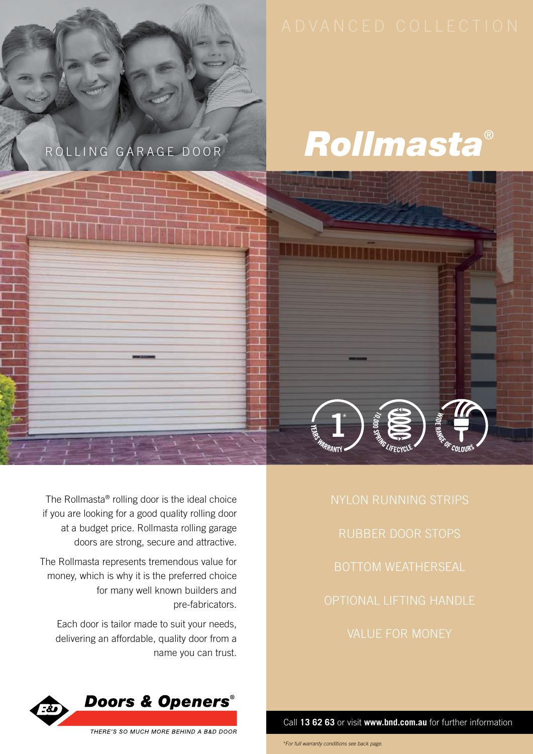ADVANCED COLLECTION

ROLLING GARAGE DOOR

# Rollmasta®

1* YEARS WARRANTY

10,000 SPRING LIFECYCLE

WIDE RANGE OF COLOURS

The Rollmasta® rolling door is the ideal choice if you are looking for a good quality rolling door at a budget price. Rollmasta rolling garage doors are strong, secure and attractive.

The Rollmasta represents tremendous value for money, which is why it is the preferred choice for many well known builders and pre-fabricators.

Each door is tailor made to suit your needs, delivering an affordable, quality door from a name you can trust.

NYLON RUNNING STRIPS

RUBBER DOOR STOPS

BOTTOM WEATHERSEAL

OPTIONAL LIFTING HANDLE

VALUE FOR MONEY

B&D Doors & Openers®

THERE'S SO MUCH MORE BEHIND A B&D DOOR

Call **13 62 63** or visit **www.bnd.com.au** for further information

*\*For full warranty conditions see back page.*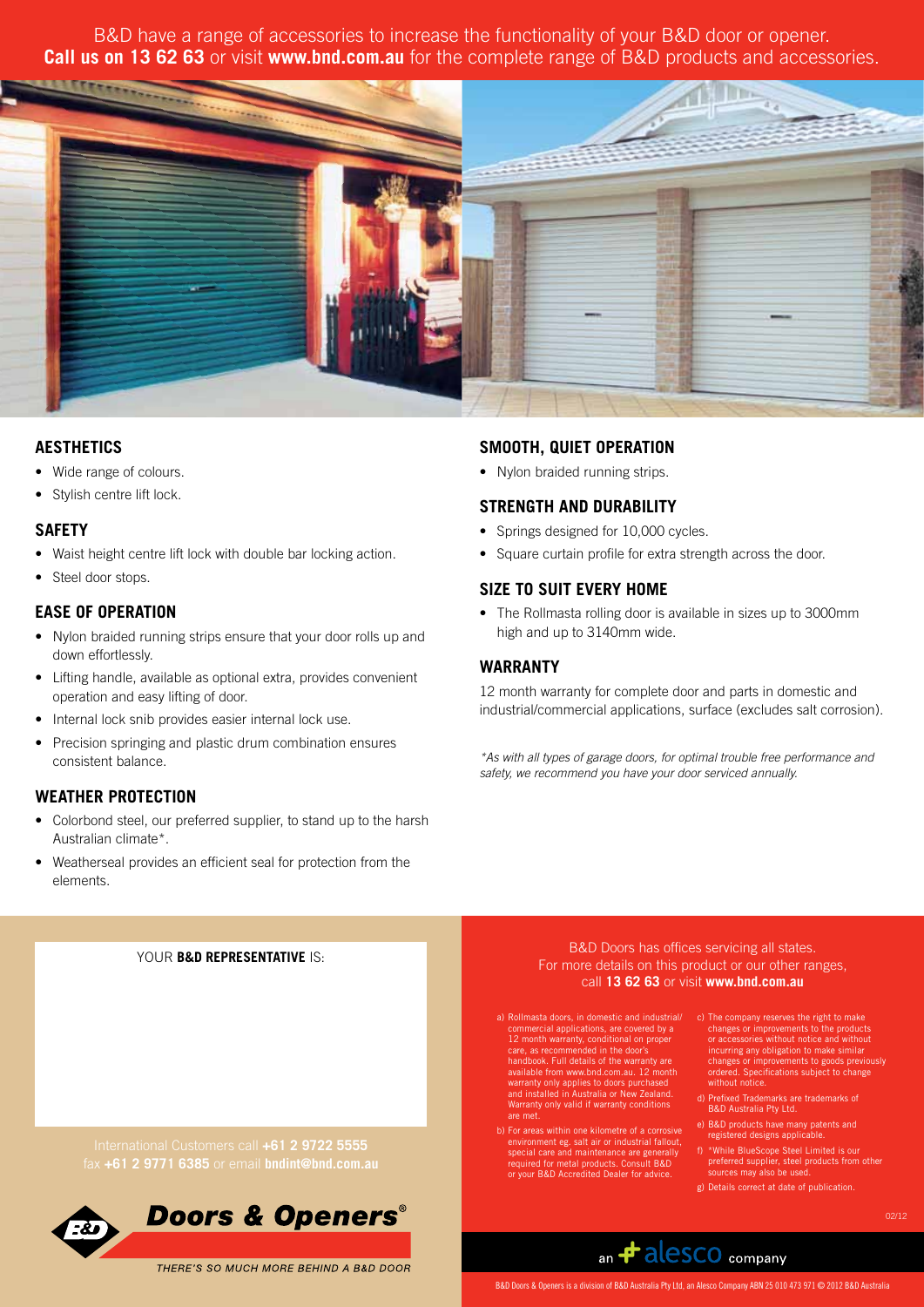B&D have a range of accessories to increase the functionality of your B&D door or opener. **Call us on 13 62 63** or visit **www.bnd.com.au** for the complete range of B&D products and accessories.

## AESTHETICS

- Wide range of colours.
- Stylish centre lift lock.

## SAFETY

- Waist height centre lift lock with double bar locking action.
- Steel door stops.

## EASE OF OPERATION

- Nylon braided running strips ensure that your door rolls up and down effortlessly.
- Lifting handle, available as optional extra, provides convenient operation and easy lifting of door.
- Internal lock snib provides easier internal lock use.
- Precision springing and plastic drum combination ensures consistent balance.

## WEATHER PROTECTION

- Colorbond steel, our preferred supplier, to stand up to the harsh Australian climate*.
- Weatherseal provides an efficient seal for protection from the elements.

## SMOOTH, QUIET OPERATION

- Nylon braided running strips.

## STRENGTH AND DURABILITY

- Springs designed for 10,000 cycles.
- Square curtain profile for extra strength across the door.

## SIZE TO SUIT EVERY HOME

- The Rollmasta rolling door is available in sizes up to 3000mm high and up to 3140mm wide.

## WARRANTY

12 month warranty for complete door and parts in domestic and industrial/commercial applications, surface (excludes salt corrosion).

*As with all types of garage doors, for optimal trouble free performance and safety, we recommend you have your door serviced annually.*

YOUR **B&D REPRESENTATIVE** IS:

International Customers call **+61 2 9722 5555** fax **+61 2 9771 6385** or email **bndint@bnd.com.au**

**Doors & Openers®**

*THERE'S SO MUCH MORE BEHIND A B&D DOOR*

B&D Doors has offices servicing all states. For more details on this product or our other ranges, call **13 62 63** or visit **www.bnd.com.au**

a) Rollmasta doors, in domestic and industrial/commercial applications, are covered by a 12 month warranty, conditional on proper care, as recommended in the door's handbook. Full details of the warranty are available from www.bnd.com.au. 12 month warranty only applies to doors purchased and installed in Australia or New Zealand. Warranty only valid if warranty conditions are met.

b) For areas within one kilometre of a corrosive environment eg. salt air or industrial fallout, special care and maintenance are generally required for metal products. Consult B&D or your B&D Accredited Dealer for advice.

c) The company reserves the right to make changes or improvements to the products or accessories without notice and without incurring any obligation to make similar changes or improvements to goods previously ordered. Specifications subject to change without notice.

d) Prefixed Trademarks are trademarks of B&D Australia Pty Ltd.

e) B&D products have many patents and registered designs applicable.

f) *While BlueScope Steel Limited is our preferred supplier, steel products from other sources may also be used.

g) Details correct at date of publication.

02/12

an alesco company

B&D Doors & Openers is a division of B&D Australia Pty Ltd, an Alesco Company ABN 25 010 473 971 © 2012 B&D Australia